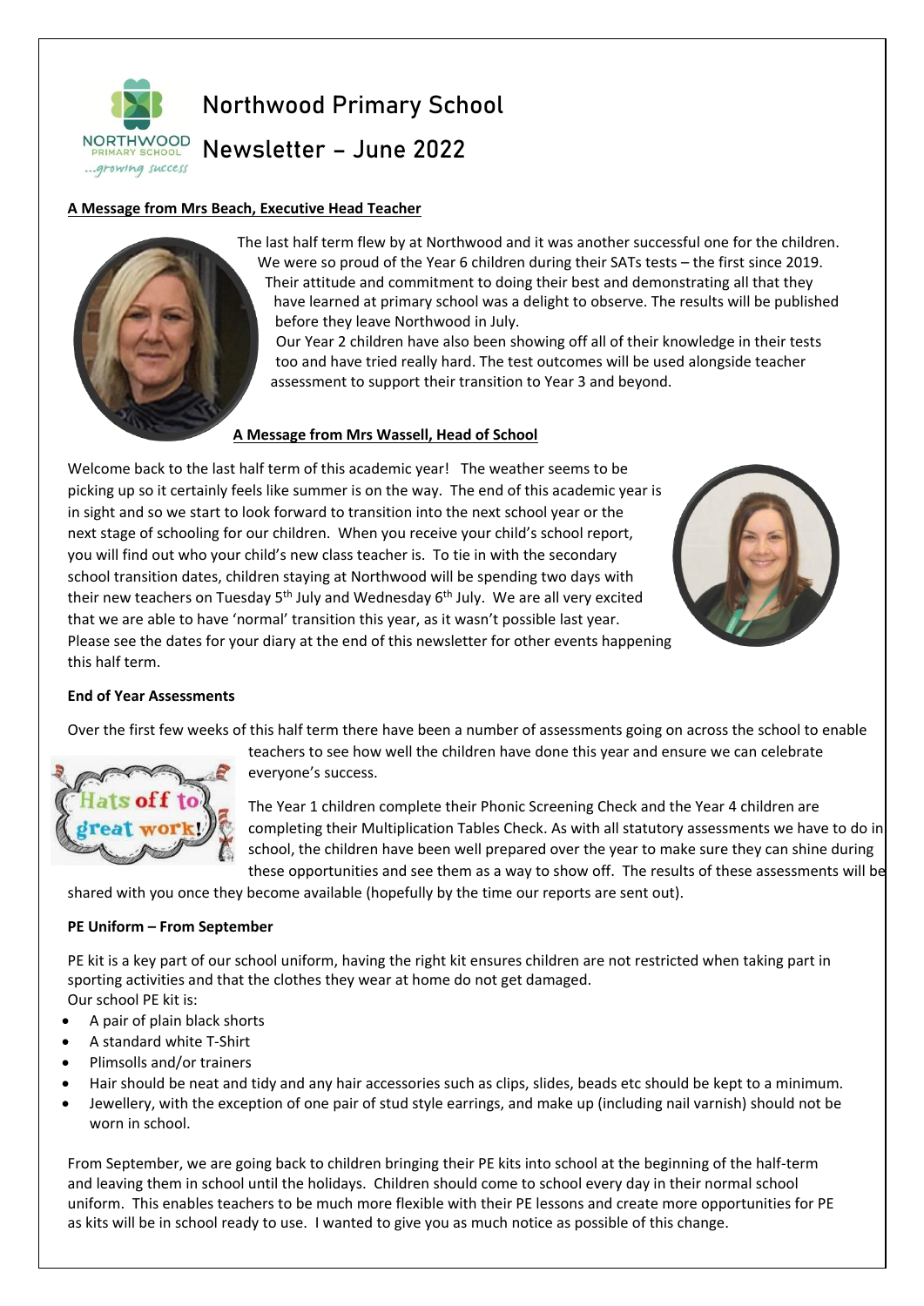# Northwood Primary School

# Newsletter – June 2022

**A Message from Mrs Beach, Executive Head Teacher**

The last half term flew by at Northwood and it was another successful one for the children. We were so proud of the Year 6 children during their SATs tests – the first since 2019. Their attitude and commitment to doing their best and demonstrating all that they have learned at primary school was a delight to observe. The results will be published before they leave Northwood in July.

Our Year 2 children have also been showing off all of their knowledge in their tests too and have tried really hard. The test outcomes will be used alongside teacher assessment to support their transition to Year 3 and beyond.

**A Message from Mrs Wassell, Head of School**

Welcome back to the last half term of this academic year! The weather seems to be picking up so it certainly feels like summer is on the way. The end of this academic year is in sight and so we start to look forward to transition into the next school year or the next stage of schooling for our children. When you receive your child's school report, you will find out who your child's new class teacher is. To tie in with the secondary school transition dates, children staying at Northwood will be spending two days with their new teachers on Tuesday 5th July and Wednesday 6th July. We are all very excited that we are able to have 'normal' transition this year, as it wasn't possible last year. Please see the dates for your diary at the end of this newsletter for other events happening this half term.

**End of Year Assessments**

Over the first few weeks of this half term there have been a number of assessments going on across the school to enable teachers to see how well the children have done this year and ensure we can celebrate everyone's success.

The Year 1 children complete their Phonic Screening Check and the Year 4 children are completing their Multiplication Tables Check. As with all statutory assessments we have to do in school, the children have been well prepared over the year to make sure they can shine during these opportunities and see them as a way to show off. The results of these assessments will be shared with you once they become available (hopefully by the time our reports are sent out).

**PE Uniform – From September**

PE kit is a key part of our school uniform, having the right kit ensures children are not restricted when taking part in sporting activities and that the clothes they wear at home do not get damaged.
Our school PE kit is:

- A pair of plain black shorts
- A standard white T-Shirt
- Plimsolls and/or trainers
- Hair should be neat and tidy and any hair accessories such as clips, slides, beads etc should be kept to a minimum.
- Jewellery, with the exception of one pair of stud style earrings, and make up (including nail varnish) should not be worn in school.

From September, we are going back to children bringing their PE kits into school at the beginning of the half-term and leaving them in school until the holidays. Children should come to school every day in their normal school uniform. This enables teachers to be much more flexible with their PE lessons and create more opportunities for PE as kits will be in school ready to use. I wanted to give you as much notice as possible of this change.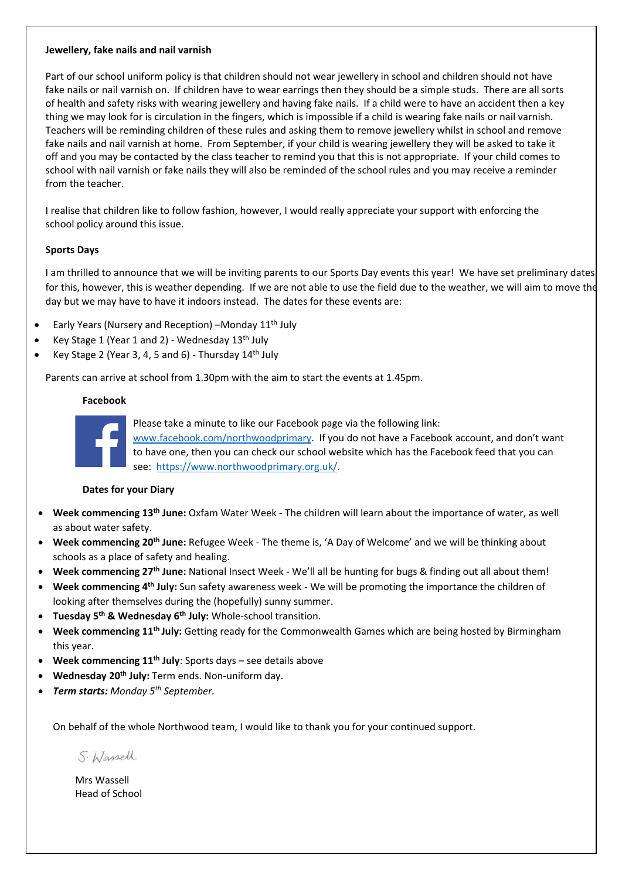**Jewellery, fake nails and nail varnish**

Part of our school uniform policy is that children should not wear jewellery in school and children should not have fake nails or nail varnish on. If children have to wear earrings then they should be a simple studs. There are all sorts of health and safety risks with wearing jewellery and having fake nails. If a child were to have an accident then a key thing we may look for is circulation in the fingers, which is impossible if a child is wearing fake nails or nail varnish. Teachers will be reminding children of these rules and asking them to remove jewellery whilst in school and remove fake nails and nail varnish at home. From September, if your child is wearing jewellery they will be asked to take it off and you may be contacted by the class teacher to remind you that this is not appropriate. If your child comes to school with nail varnish or fake nails they will also be reminded of the school rules and you may receive a reminder from the teacher.

I realise that children like to follow fashion, however, I would really appreciate your support with enforcing the school policy around this issue.

**Sports Days**

I am thrilled to announce that we will be inviting parents to our Sports Day events this year! We have set preliminary dates for this, however, this is weather depending. If we are not able to use the field due to the weather, we will aim to move the day but we may have to have it indoors instead. The dates for these events are:

- Early Years (Nursery and Reception) –Monday 11th July
- Key Stage 1 (Year 1 and 2) - Wednesday 13th July
- Key Stage 2 (Year 3, 4, 5 and 6) - Thursday 14th July

Parents can arrive at school from 1.30pm with the aim to start the events at 1.45pm.

**Facebook**

Please take a minute to like our Facebook page via the following link: www.facebook.com/northwoodprimary. If you do not have a Facebook account, and don't want to have one, then you can check our school website which has the Facebook feed that you can see: https://www.northwoodprimary.org.uk/.

**Dates for your Diary**

- **Week commencing 13th June:** Oxfam Water Week - The children will learn about the importance of water, as well as about water safety.
- **Week commencing 20th June:** Refugee Week - The theme is, 'A Day of Welcome' and we will be thinking about schools as a place of safety and healing.
- **Week commencing 27th June:** National Insect Week - We'll all be hunting for bugs & finding out all about them!
- **Week commencing 4th July:** Sun safety awareness week - We will be promoting the importance the children of looking after themselves during the (hopefully) sunny summer.
- **Tuesday 5th & Wednesday 6th July:** Whole-school transition.
- **Week commencing 11th July:** Getting ready for the Commonwealth Games which are being hosted by Birmingham this year.
- **Week commencing 11th July**: Sports days – see details above
- **Wednesday 20th July:** Term ends. Non-uniform day.
- ***Term starts:*** *Monday 5th September.*

On behalf of the whole Northwood team, I would like to thank you for your continued support.

S. Wassell

Mrs Wassell
Head of School